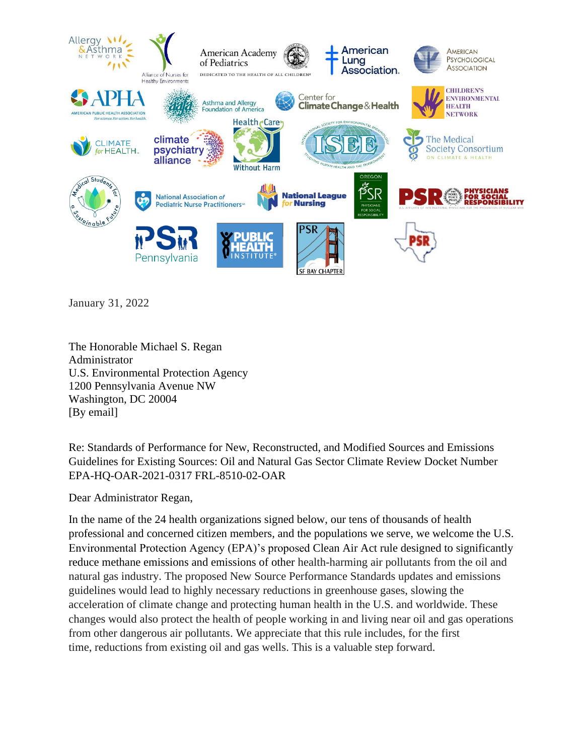January 31, 2022

The Honorable Michael S. Regan
Administrator
U.S. Environmental Protection Agency
1200 Pennsylvania Avenue NW
Washington, DC 20004
[By email]

Re: Standards of Performance for New, Reconstructed, and Modified Sources and Emissions Guidelines for Existing Sources: Oil and Natural Gas Sector Climate Review Docket Number EPA-HQ-OAR-2021-0317 FRL-8510-02-OAR

Dear Administrator Regan,

In the name of the 24 health organizations signed below, our tens of thousands of health professional and concerned citizen members, and the populations we serve, we welcome the U.S. Environmental Protection Agency (EPA)'s proposed Clean Air Act rule designed to significantly reduce methane emissions and emissions of other health-harming air pollutants from the oil and natural gas industry. The proposed New Source Performance Standards updates and emissions guidelines would lead to highly necessary reductions in greenhouse gases, slowing the acceleration of climate change and protecting human health in the U.S. and worldwide. These changes would also protect the health of people working in and living near oil and gas operations from other dangerous air pollutants. We appreciate that this rule includes, for the first time, reductions from existing oil and gas wells. This is a valuable step forward.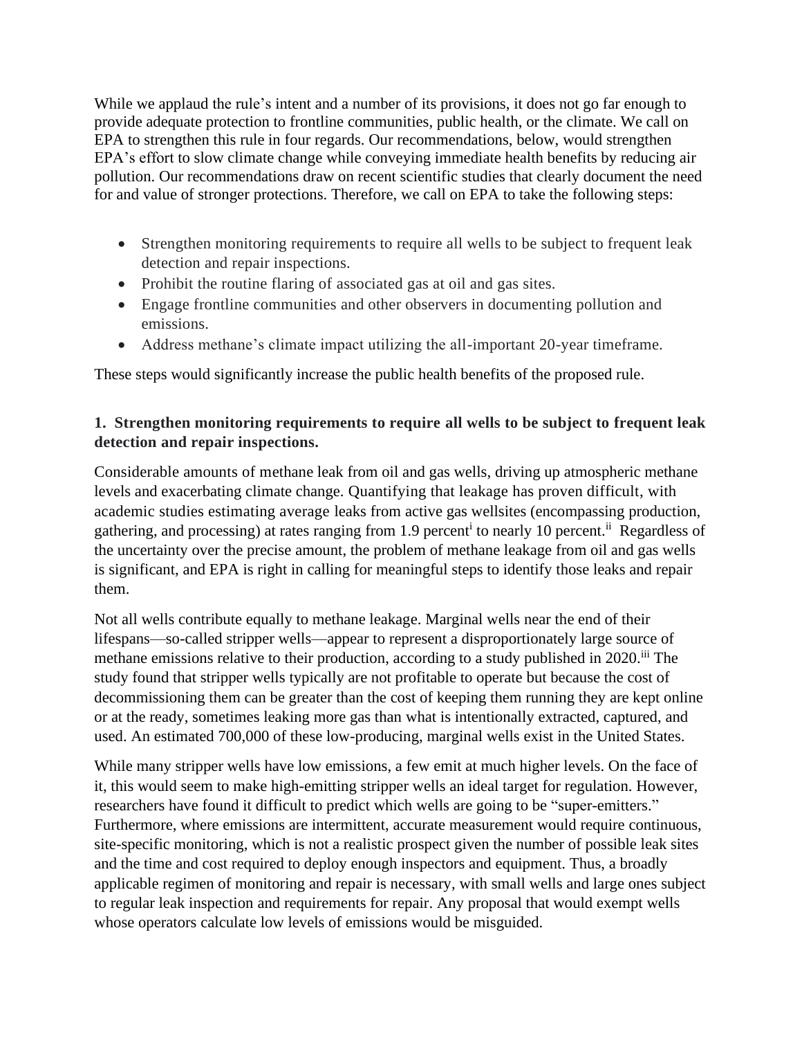While we applaud the rule's intent and a number of its provisions, it does not go far enough to provide adequate protection to frontline communities, public health, or the climate. We call on EPA to strengthen this rule in four regards. Our recommendations, below, would strengthen EPA's effort to slow climate change while conveying immediate health benefits by reducing air pollution. Our recommendations draw on recent scientific studies that clearly document the need for and value of stronger protections. Therefore, we call on EPA to take the following steps:

- Strengthen monitoring requirements to require all wells to be subject to frequent leak detection and repair inspections.
- Prohibit the routine flaring of associated gas at oil and gas sites.
- Engage frontline communities and other observers in documenting pollution and emissions.
- Address methane's climate impact utilizing the all-important 20-year timeframe.

These steps would significantly increase the public health benefits of the proposed rule.

**1. Strengthen monitoring requirements to require all wells to be subject to frequent leak detection and repair inspections.**

Considerable amounts of methane leak from oil and gas wells, driving up atmospheric methane levels and exacerbating climate change. Quantifying that leakage has proven difficult, with academic studies estimating average leaks from active gas wellsites (encompassing production, gathering, and processing) at rates ranging from 1.9 percent[i] to nearly 10 percent.[ii] Regardless of the uncertainty over the precise amount, the problem of methane leakage from oil and gas wells is significant, and EPA is right in calling for meaningful steps to identify those leaks and repair them.

Not all wells contribute equally to methane leakage. Marginal wells near the end of their lifespans—so-called stripper wells—appear to represent a disproportionately large source of methane emissions relative to their production, according to a study published in 2020.[iii] The study found that stripper wells typically are not profitable to operate but because the cost of decommissioning them can be greater than the cost of keeping them running they are kept online or at the ready, sometimes leaking more gas than what is intentionally extracted, captured, and used. An estimated 700,000 of these low-producing, marginal wells exist in the United States.

While many stripper wells have low emissions, a few emit at much higher levels. On the face of it, this would seem to make high-emitting stripper wells an ideal target for regulation. However, researchers have found it difficult to predict which wells are going to be "super-emitters." Furthermore, where emissions are intermittent, accurate measurement would require continuous, site-specific monitoring, which is not a realistic prospect given the number of possible leak sites and the time and cost required to deploy enough inspectors and equipment. Thus, a broadly applicable regimen of monitoring and repair is necessary, with small wells and large ones subject to regular leak inspection and requirements for repair. Any proposal that would exempt wells whose operators calculate low levels of emissions would be misguided.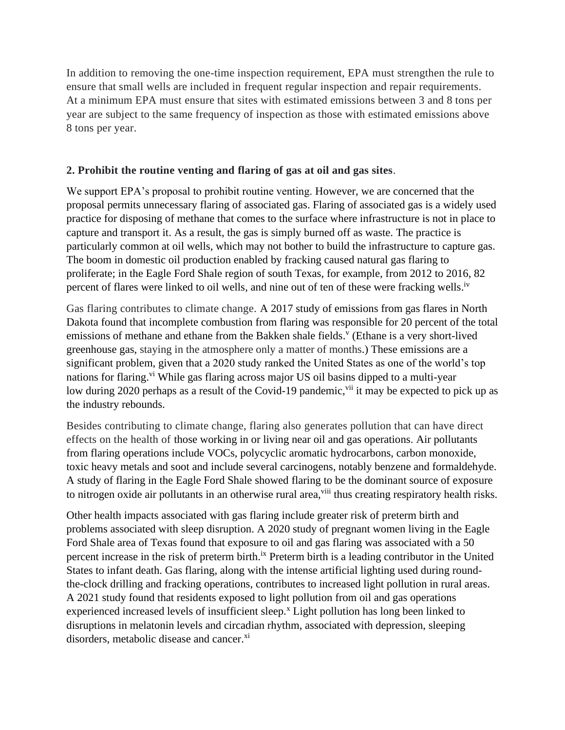In addition to removing the one-time inspection requirement, EPA must strengthen the rule to ensure that small wells are included in frequent regular inspection and repair requirements. At a minimum EPA must ensure that sites with estimated emissions between 3 and 8 tons per year are subject to the same frequency of inspection as those with estimated emissions above 8 tons per year.

**2. Prohibit the routine venting and flaring of gas at oil and gas sites**.

We support EPA's proposal to prohibit routine venting. However, we are concerned that the proposal permits unnecessary flaring of associated gas. Flaring of associated gas is a widely used practice for disposing of methane that comes to the surface where infrastructure is not in place to capture and transport it. As a result, the gas is simply burned off as waste. The practice is particularly common at oil wells, which may not bother to build the infrastructure to capture gas. The boom in domestic oil production enabled by fracking caused natural gas flaring to proliferate; in the Eagle Ford Shale region of south Texas, for example, from 2012 to 2016, 82 percent of flares were linked to oil wells, and nine out of ten of these were fracking wells.[iv]

Gas flaring contributes to climate change. A 2017 study of emissions from gas flares in North Dakota found that incomplete combustion from flaring was responsible for 20 percent of the total emissions of methane and ethane from the Bakken shale fields.[v] (Ethane is a very short-lived greenhouse gas, staying in the atmosphere only a matter of months.) These emissions are a significant problem, given that a 2020 study ranked the United States as one of the world's top nations for flaring.[vi] While gas flaring across major US oil basins dipped to a multi-year low during 2020 perhaps as a result of the Covid-19 pandemic,[vii] it may be expected to pick up as the industry rebounds.

Besides contributing to climate change, flaring also generates pollution that can have direct effects on the health of those working in or living near oil and gas operations. Air pollutants from flaring operations include VOCs, polycyclic aromatic hydrocarbons, carbon monoxide, toxic heavy metals and soot and include several carcinogens, notably benzene and formaldehyde. A study of flaring in the Eagle Ford Shale showed flaring to be the dominant source of exposure to nitrogen oxide air pollutants in an otherwise rural area,[viii] thus creating respiratory health risks.

Other health impacts associated with gas flaring include greater risk of preterm birth and problems associated with sleep disruption. A 2020 study of pregnant women living in the Eagle Ford Shale area of Texas found that exposure to oil and gas flaring was associated with a 50 percent increase in the risk of preterm birth.[ix] Preterm birth is a leading contributor in the United States to infant death. Gas flaring, along with the intense artificial lighting used during round-the-clock drilling and fracking operations, contributes to increased light pollution in rural areas. A 2021 study found that residents exposed to light pollution from oil and gas operations experienced increased levels of insufficient sleep.[x] Light pollution has long been linked to disruptions in melatonin levels and circadian rhythm, associated with depression, sleeping disorders, metabolic disease and cancer.[xi]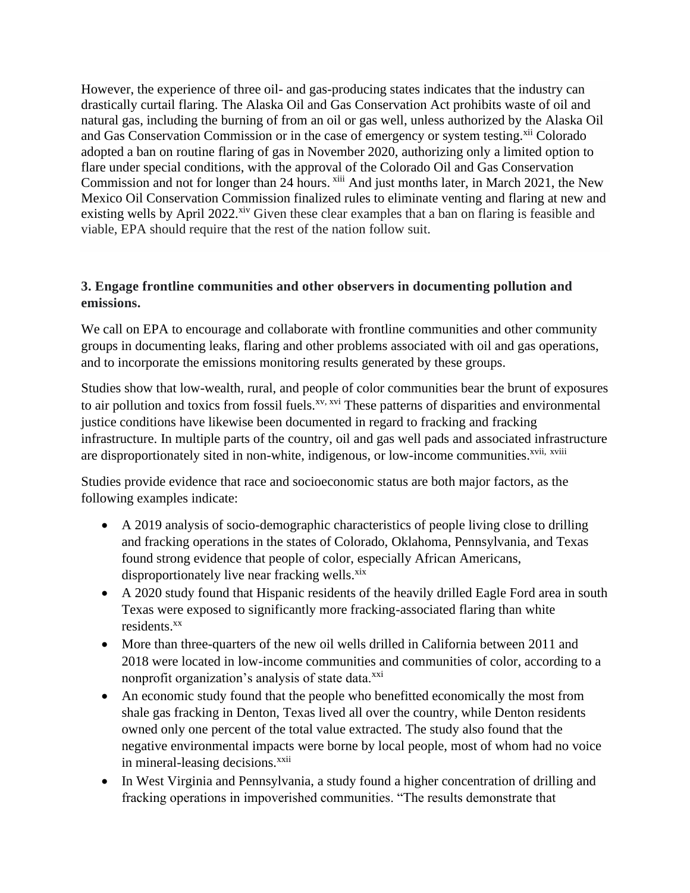However, the experience of three oil- and gas-producing states indicates that the industry can drastically curtail flaring. The Alaska Oil and Gas Conservation Act prohibits waste of oil and natural gas, including the burning of from an oil or gas well, unless authorized by the Alaska Oil and Gas Conservation Commission or in the case of emergency or system testing.[xii] Colorado adopted a ban on routine flaring of gas in November 2020, authorizing only a limited option to flare under special conditions, with the approval of the Colorado Oil and Gas Conservation Commission and not for longer than 24 hours. [xiii] And just months later, in March 2021, the New Mexico Oil Conservation Commission finalized rules to eliminate venting and flaring at new and existing wells by April 2022.[xiv] Given these clear examples that a ban on flaring is feasible and viable, EPA should require that the rest of the nation follow suit.

**3. Engage frontline communities and other observers in documenting pollution and emissions.**

We call on EPA to encourage and collaborate with frontline communities and other community groups in documenting leaks, flaring and other problems associated with oil and gas operations, and to incorporate the emissions monitoring results generated by these groups.

Studies show that low-wealth, rural, and people of color communities bear the brunt of exposures to air pollution and toxics from fossil fuels.[xv, xvi] These patterns of disparities and environmental justice conditions have likewise been documented in regard to fracking and fracking infrastructure. In multiple parts of the country, oil and gas well pads and associated infrastructure are disproportionately sited in non-white, indigenous, or low-income communities.[xvii, xviii]

Studies provide evidence that race and socioeconomic status are both major factors, as the following examples indicate:

- A 2019 analysis of socio-demographic characteristics of people living close to drilling and fracking operations in the states of Colorado, Oklahoma, Pennsylvania, and Texas found strong evidence that people of color, especially African Americans, disproportionately live near fracking wells.[xix]
- A 2020 study found that Hispanic residents of the heavily drilled Eagle Ford area in south Texas were exposed to significantly more fracking-associated flaring than white residents.[xx]
- More than three-quarters of the new oil wells drilled in California between 2011 and 2018 were located in low-income communities and communities of color, according to a nonprofit organization's analysis of state data.[xxi]
- An economic study found that the people who benefitted economically the most from shale gas fracking in Denton, Texas lived all over the country, while Denton residents owned only one percent of the total value extracted. The study also found that the negative environmental impacts were borne by local people, most of whom had no voice in mineral-leasing decisions.[xxii]
- In West Virginia and Pennsylvania, a study found a higher concentration of drilling and fracking operations in impoverished communities. "The results demonstrate that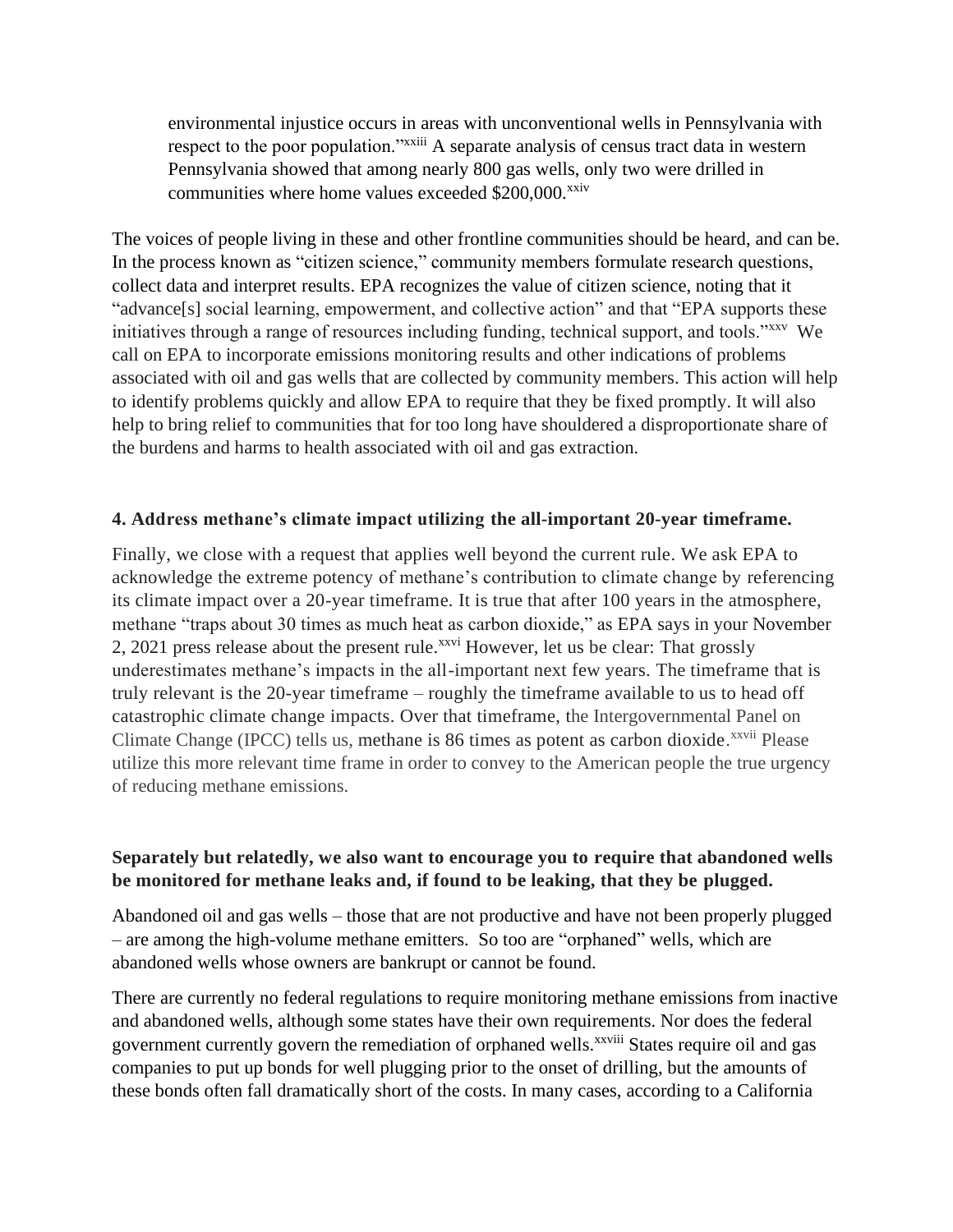environmental injustice occurs in areas with unconventional wells in Pennsylvania with respect to the poor population."[xxiii] A separate analysis of census tract data in western Pennsylvania showed that among nearly 800 gas wells, only two were drilled in communities where home values exceeded $200,000.[xxiv]

The voices of people living in these and other frontline communities should be heard, and can be. In the process known as "citizen science," community members formulate research questions, collect data and interpret results. EPA recognizes the value of citizen science, noting that it "advance[s] social learning, empowerment, and collective action" and that "EPA supports these initiatives through a range of resources including funding, technical support, and tools."[xxv] We call on EPA to incorporate emissions monitoring results and other indications of problems associated with oil and gas wells that are collected by community members. This action will help to identify problems quickly and allow EPA to require that they be fixed promptly. It will also help to bring relief to communities that for too long have shouldered a disproportionate share of the burdens and harms to health associated with oil and gas extraction.

**4. Address methane's climate impact utilizing the all-important 20-year timeframe.**

Finally, we close with a request that applies well beyond the current rule. We ask EPA to acknowledge the extreme potency of methane's contribution to climate change by referencing its climate impact over a 20-year timeframe. It is true that after 100 years in the atmosphere, methane "traps about 30 times as much heat as carbon dioxide," as EPA says in your November 2, 2021 press release about the present rule.[xxvi] However, let us be clear: That grossly underestimates methane's impacts in the all-important next few years. The timeframe that is truly relevant is the 20-year timeframe – roughly the timeframe available to us to head off catastrophic climate change impacts. Over that timeframe, the Intergovernmental Panel on Climate Change (IPCC) tells us, methane is 86 times as potent as carbon dioxide.[xxvii] Please utilize this more relevant time frame in order to convey to the American people the true urgency of reducing methane emissions.

**Separately but relatedly, we also want to encourage you to require that abandoned wells be monitored for methane leaks and, if found to be leaking, that they be plugged.**

Abandoned oil and gas wells – those that are not productive and have not been properly plugged – are among the high-volume methane emitters. So too are "orphaned" wells, which are abandoned wells whose owners are bankrupt or cannot be found.

There are currently no federal regulations to require monitoring methane emissions from inactive and abandoned wells, although some states have their own requirements. Nor does the federal government currently govern the remediation of orphaned wells.[xxviii] States require oil and gas companies to put up bonds for well plugging prior to the onset of drilling, but the amounts of these bonds often fall dramatically short of the costs. In many cases, according to a California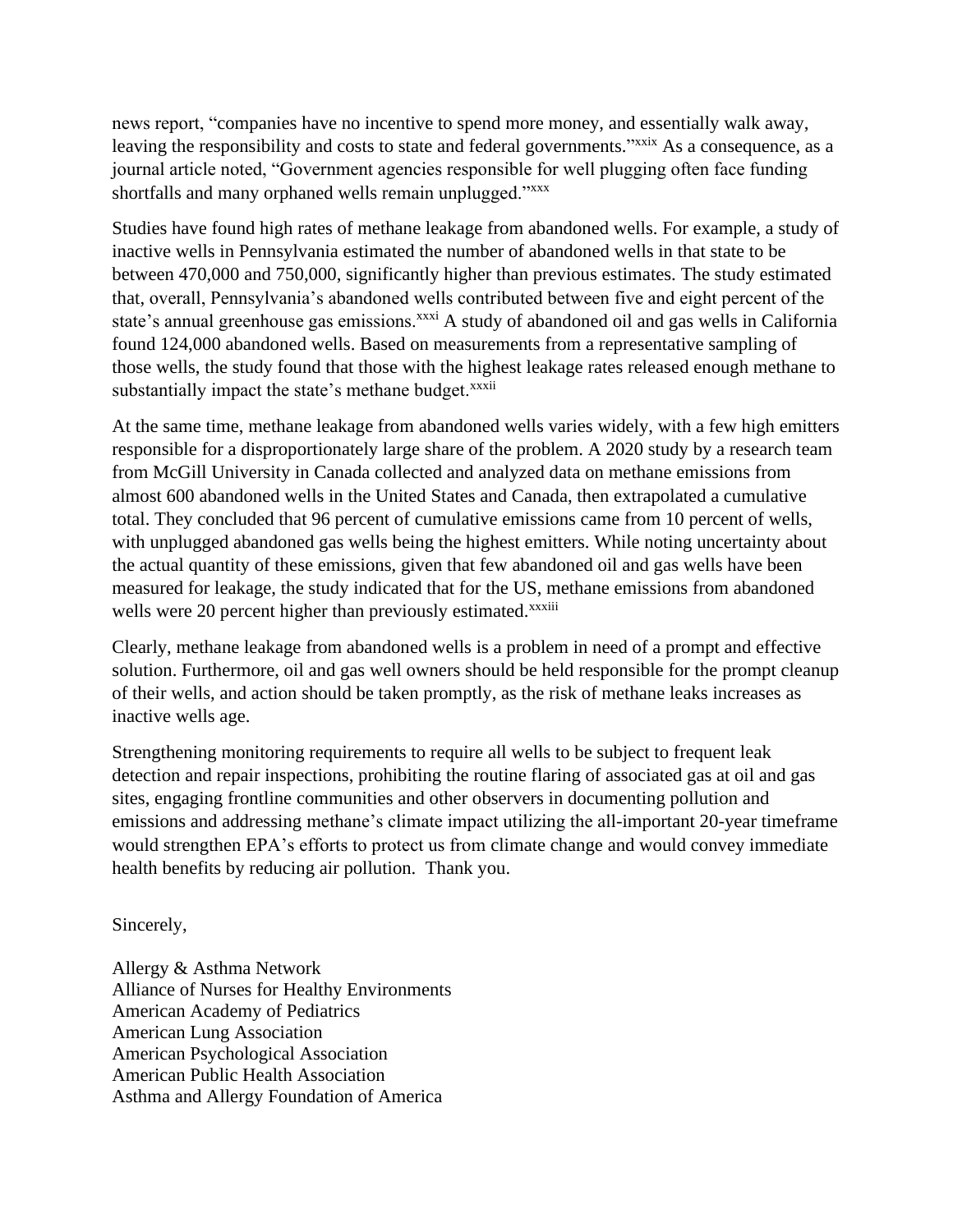news report, "companies have no incentive to spend more money, and essentially walk away, leaving the responsibility and costs to state and federal governments."[xxix] As a consequence, as a journal article noted, "Government agencies responsible for well plugging often face funding shortfalls and many orphaned wells remain unplugged."[xxx]

Studies have found high rates of methane leakage from abandoned wells. For example, a study of inactive wells in Pennsylvania estimated the number of abandoned wells in that state to be between 470,000 and 750,000, significantly higher than previous estimates. The study estimated that, overall, Pennsylvania's abandoned wells contributed between five and eight percent of the state's annual greenhouse gas emissions.[xxxi] A study of abandoned oil and gas wells in California found 124,000 abandoned wells. Based on measurements from a representative sampling of those wells, the study found that those with the highest leakage rates released enough methane to substantially impact the state's methane budget.[xxxii]

At the same time, methane leakage from abandoned wells varies widely, with a few high emitters responsible for a disproportionately large share of the problem. A 2020 study by a research team from McGill University in Canada collected and analyzed data on methane emissions from almost 600 abandoned wells in the United States and Canada, then extrapolated a cumulative total. They concluded that 96 percent of cumulative emissions came from 10 percent of wells, with unplugged abandoned gas wells being the highest emitters. While noting uncertainty about the actual quantity of these emissions, given that few abandoned oil and gas wells have been measured for leakage, the study indicated that for the US, methane emissions from abandoned wells were 20 percent higher than previously estimated.[xxxiii]

Clearly, methane leakage from abandoned wells is a problem in need of a prompt and effective solution. Furthermore, oil and gas well owners should be held responsible for the prompt cleanup of their wells, and action should be taken promptly, as the risk of methane leaks increases as inactive wells age.

Strengthening monitoring requirements to require all wells to be subject to frequent leak detection and repair inspections, prohibiting the routine flaring of associated gas at oil and gas sites, engaging frontline communities and other observers in documenting pollution and emissions and addressing methane's climate impact utilizing the all-important 20-year timeframe would strengthen EPA's efforts to protect us from climate change and would convey immediate health benefits by reducing air pollution. Thank you.

Sincerely,

Allergy & Asthma Network
Alliance of Nurses for Healthy Environments
American Academy of Pediatrics
American Lung Association
American Psychological Association
American Public Health Association
Asthma and Allergy Foundation of America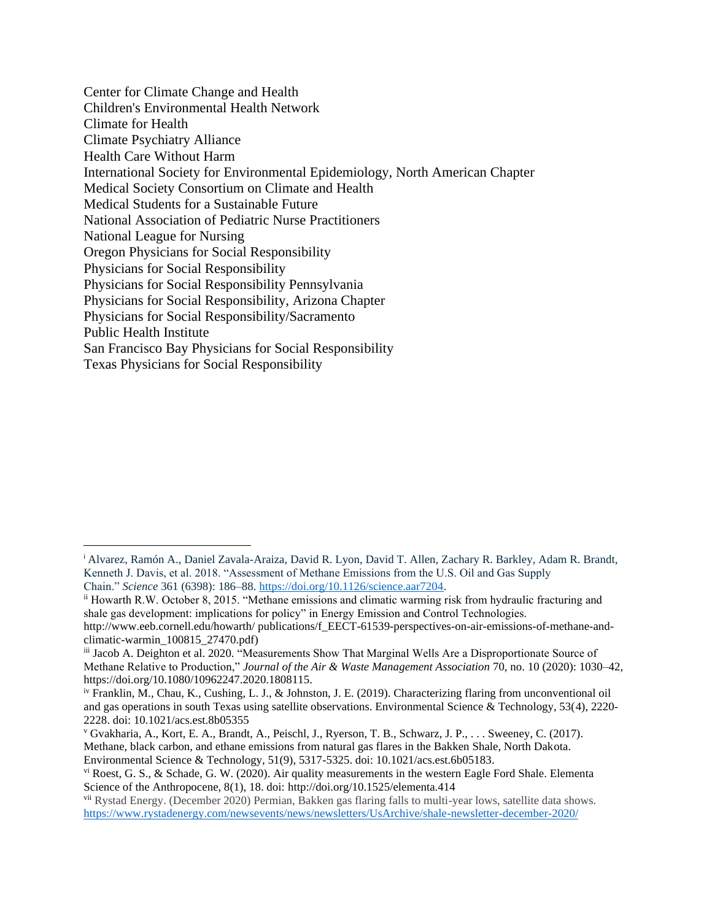Center for Climate Change and Health
Children's Environmental Health Network
Climate for Health
Climate Psychiatry Alliance
Health Care Without Harm
International Society for Environmental Epidemiology, North American Chapter
Medical Society Consortium on Climate and Health
Medical Students for a Sustainable Future
National Association of Pediatric Nurse Practitioners
National League for Nursing
Oregon Physicians for Social Responsibility
Physicians for Social Responsibility
Physicians for Social Responsibility Pennsylvania
Physicians for Social Responsibility, Arizona Chapter
Physicians for Social Responsibility/Sacramento
Public Health Institute
San Francisco Bay Physicians for Social Responsibility
Texas Physicians for Social Responsibility

---

[i] Alvarez, Ramón A., Daniel Zavala-Araiza, David R. Lyon, David T. Allen, Zachary R. Barkley, Adam R. Brandt, Kenneth J. Davis, et al. 2018. "Assessment of Methane Emissions from the U.S. Oil and Gas Supply Chain." *Science* 361 (6398): 186–88. https://doi.org/10.1126/science.aar7204.

[ii] Howarth R.W. October 8, 2015. "Methane emissions and climatic warming risk from hydraulic fracturing and shale gas development: implications for policy" in Energy Emission and Control Technologies. http://www.eeb.cornell.edu/howarth/ publications/f_EECT-61539-perspectives-on-air-emissions-of-methane-and-climatic-warmin_100815_27470.pdf)

[iii] Jacob A. Deighton et al. 2020. "Measurements Show That Marginal Wells Are a Disproportionate Source of Methane Relative to Production," *Journal of the Air & Waste Management Association* 70, no. 10 (2020): 1030–42, https://doi.org/10.1080/10962247.2020.1808115.

[iv] Franklin, M., Chau, K., Cushing, L. J., & Johnston, J. E. (2019). Characterizing flaring from unconventional oil and gas operations in south Texas using satellite observations. Environmental Science & Technology, 53(4), 2220-2228. doi: 10.1021/acs.est.8b05355

[v] Gvakharia, A., Kort, E. A., Brandt, A., Peischl, J., Ryerson, T. B., Schwarz, J. P., . . . Sweeney, C. (2017). Methane, black carbon, and ethane emissions from natural gas flares in the Bakken Shale, North Dakota. Environmental Science & Technology, 51(9), 5317-5325. doi: 10.1021/acs.est.6b05183.

[vi] Roest, G. S., & Schade, G. W. (2020). Air quality measurements in the western Eagle Ford Shale. Elementa Science of the Anthropocene, 8(1), 18. doi: http://doi.org/10.1525/elementa.414

[vii] Rystad Energy. (December 2020) Permian, Bakken gas flaring falls to multi-year lows, satellite data shows. https://www.rystadenergy.com/newsevents/news/newsletters/UsArchive/shale-newsletter-december-2020/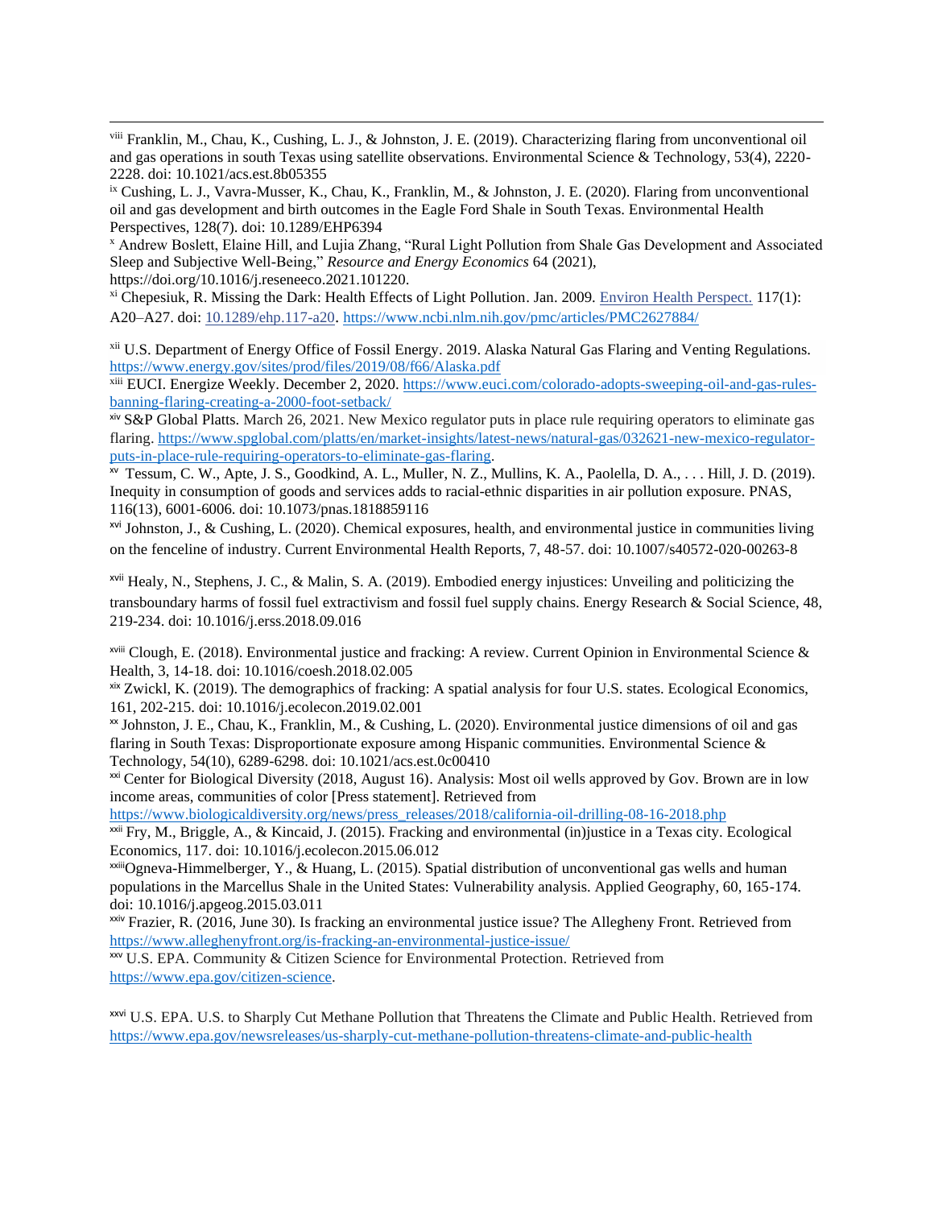[viii] Franklin, M., Chau, K., Cushing, L. J., & Johnston, J. E. (2019). Characterizing flaring from unconventional oil and gas operations in south Texas using satellite observations. Environmental Science & Technology, 53(4), 2220-2228. doi: 10.1021/acs.est.8b05355

[ix] Cushing, L. J., Vavra-Musser, K., Chau, K., Franklin, M., & Johnston, J. E. (2020). Flaring from unconventional oil and gas development and birth outcomes in the Eagle Ford Shale in South Texas. Environmental Health Perspectives, 128(7). doi: 10.1289/EHP6394

[x] Andrew Boslett, Elaine Hill, and Lujia Zhang, "Rural Light Pollution from Shale Gas Development and Associated Sleep and Subjective Well-Being," *Resource and Energy Economics* 64 (2021), https://doi.org/10.1016/j.reseneeco.2021.101220.

[xi] Chepesiuk, R. Missing the Dark: Health Effects of Light Pollution. Jan. 2009. Environ Health Perspect. 117(1): A20–A27. doi: 10.1289/ehp.117-a20. https://www.ncbi.nlm.nih.gov/pmc/articles/PMC2627884/

[xii] U.S. Department of Energy Office of Fossil Energy. 2019. Alaska Natural Gas Flaring and Venting Regulations. https://www.energy.gov/sites/prod/files/2019/08/f66/Alaska.pdf

[xiii] EUCI. Energize Weekly. December 2, 2020. https://www.euci.com/colorado-adopts-sweeping-oil-and-gas-rules-banning-flaring-creating-a-2000-foot-setback/

[xiv] S&P Global Platts. March 26, 2021. New Mexico regulator puts in place rule requiring operators to eliminate gas flaring. https://www.spglobal.com/platts/en/market-insights/latest-news/natural-gas/032621-new-mexico-regulator-puts-in-place-rule-requiring-operators-to-eliminate-gas-flaring.

[xv] Tessum, C. W., Apte, J. S., Goodkind, A. L., Muller, N. Z., Mullins, K. A., Paolella, D. A., . . . Hill, J. D. (2019). Inequity in consumption of goods and services adds to racial-ethnic disparities in air pollution exposure. PNAS, 116(13), 6001-6006. doi: 10.1073/pnas.1818859116

[xvi] Johnston, J., & Cushing, L. (2020). Chemical exposures, health, and environmental justice in communities living on the fenceline of industry. Current Environmental Health Reports, 7, 48-57. doi: 10.1007/s40572-020-00263-8

[xvii] Healy, N., Stephens, J. C., & Malin, S. A. (2019). Embodied energy injustices: Unveiling and politicizing the transboundary harms of fossil fuel extractivism and fossil fuel supply chains. Energy Research & Social Science, 48, 219-234. doi: 10.1016/j.erss.2018.09.016

[xviii] Clough, E. (2018). Environmental justice and fracking: A review. Current Opinion in Environmental Science & Health, 3, 14-18. doi: 10.1016/coesh.2018.02.005

[xix] Zwickl, K. (2019). The demographics of fracking: A spatial analysis for four U.S. states. Ecological Economics, 161, 202-215. doi: 10.1016/j.ecolecon.2019.02.001

[xx] Johnston, J. E., Chau, K., Franklin, M., & Cushing, L. (2020). Environmental justice dimensions of oil and gas flaring in South Texas: Disproportionate exposure among Hispanic communities. Environmental Science & Technology, 54(10), 6289-6298. doi: 10.1021/acs.est.0c00410

[xxi] Center for Biological Diversity (2018, August 16). Analysis: Most oil wells approved by Gov. Brown are in low income areas, communities of color [Press statement]. Retrieved from https://www.biologicaldiversity.org/news/press_releases/2018/california-oil-drilling-08-16-2018.php

[xxii] Fry, M., Briggle, A., & Kincaid, J. (2015). Fracking and environmental (in)justice in a Texas city. Ecological Economics, 117. doi: 10.1016/j.ecolecon.2015.06.012

[xxiii] Ogneva-Himmelberger, Y., & Huang, L. (2015). Spatial distribution of unconventional gas wells and human populations in the Marcellus Shale in the United States: Vulnerability analysis. Applied Geography, 60, 165-174. doi: 10.1016/j.apgeog.2015.03.011

[xxiv] Frazier, R. (2016, June 30). Is fracking an environmental justice issue? The Allegheny Front. Retrieved from https://www.alleghenyfront.org/is-fracking-an-environmental-justice-issue/

[xxv] U.S. EPA. Community & Citizen Science for Environmental Protection. Retrieved from https://www.epa.gov/citizen-science.

[xxvi] U.S. EPA. U.S. to Sharply Cut Methane Pollution that Threatens the Climate and Public Health. Retrieved from https://www.epa.gov/newsreleases/us-sharply-cut-methane-pollution-threatens-climate-and-public-health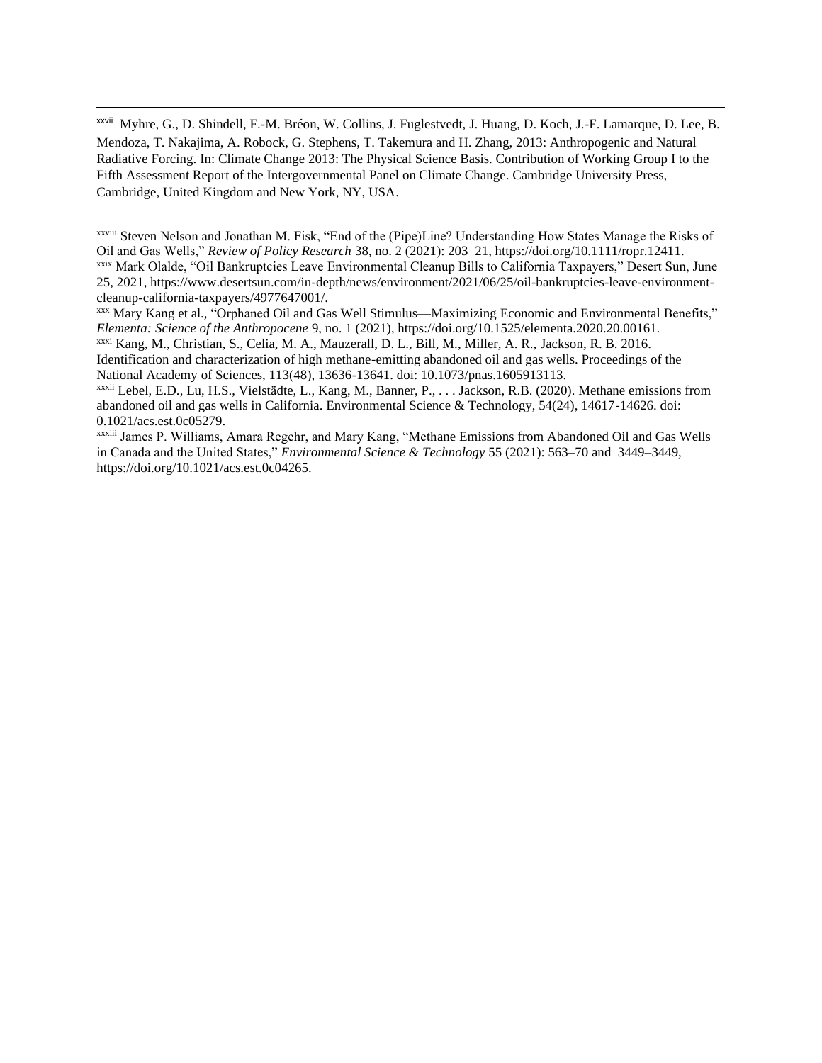[xxvii] Myhre, G., D. Shindell, F.-M. Bréon, W. Collins, J. Fuglestvedt, J. Huang, D. Koch, J.-F. Lamarque, D. Lee, B. Mendoza, T. Nakajima, A. Robock, G. Stephens, T. Takemura and H. Zhang, 2013: Anthropogenic and Natural Radiative Forcing. In: Climate Change 2013: The Physical Science Basis. Contribution of Working Group I to the Fifth Assessment Report of the Intergovernmental Panel on Climate Change. Cambridge University Press, Cambridge, United Kingdom and New York, NY, USA.

[xxviii] Steven Nelson and Jonathan M. Fisk, "End of the (Pipe)Line? Understanding How States Manage the Risks of Oil and Gas Wells," *Review of Policy Research* 38, no. 2 (2021): 203–21, https://doi.org/10.1111/ropr.12411.

[xxix] Mark Olalde, "Oil Bankruptcies Leave Environmental Cleanup Bills to California Taxpayers," Desert Sun, June 25, 2021, https://www.desertsun.com/in-depth/news/environment/2021/06/25/oil-bankruptcies-leave-environment-cleanup-california-taxpayers/4977647001/.

[xxx] Mary Kang et al., "Orphaned Oil and Gas Well Stimulus—Maximizing Economic and Environmental Benefits," *Elementa: Science of the Anthropocene* 9, no. 1 (2021), https://doi.org/10.1525/elementa.2020.20.00161.

[xxxi] Kang, M., Christian, S., Celia, M. A., Mauzerall, D. L., Bill, M., Miller, A. R., Jackson, R. B. 2016. Identification and characterization of high methane-emitting abandoned oil and gas wells. Proceedings of the National Academy of Sciences, 113(48), 13636-13641. doi: 10.1073/pnas.1605913113.

[xxxii] Lebel, E.D., Lu, H.S., Vielstädte, L., Kang, M., Banner, P., . . . Jackson, R.B. (2020). Methane emissions from abandoned oil and gas wells in California. Environmental Science & Technology, 54(24), 14617-14626. doi: 0.1021/acs.est.0c05279.

[xxxiii] James P. Williams, Amara Regehr, and Mary Kang, "Methane Emissions from Abandoned Oil and Gas Wells in Canada and the United States," *Environmental Science & Technology* 55 (2021): 563–70 and 3449–3449, https://doi.org/10.1021/acs.est.0c04265.